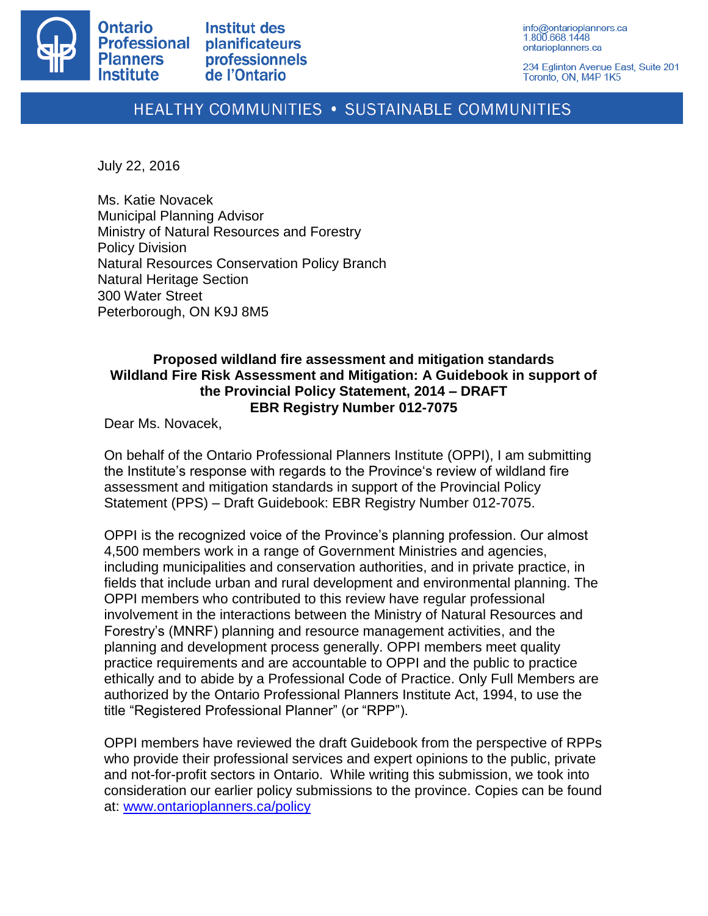Ontario Professional Planners Institute

Institut des planificateurs professionnels de l'Ontario

info@ontarioplanners.ca
1.800.668.1448
ontarioplanners.ca

234 Eglinton Avenue East, Suite 201
Toronto, ON, M4P 1K5

HEALTHY COMMUNITIES • SUSTAINABLE COMMUNITIES

July 22, 2016

Ms. Katie Novacek
Municipal Planning Advisor
Ministry of Natural Resources and Forestry
Policy Division
Natural Resources Conservation Policy Branch
Natural Heritage Section
300 Water Street
Peterborough, ON K9J 8M5

**Proposed wildland fire assessment and mitigation standards**
**Wildland Fire Risk Assessment and Mitigation: A Guidebook in support of the Provincial Policy Statement, 2014 – DRAFT**
**EBR Registry Number 012-7075**

Dear Ms. Novacek,

On behalf of the Ontario Professional Planners Institute (OPPI), I am submitting the Institute's response with regards to the Province's review of wildland fire assessment and mitigation standards in support of the Provincial Policy Statement (PPS) – Draft Guidebook: EBR Registry Number 012-7075.

OPPI is the recognized voice of the Province's planning profession. Our almost 4,500 members work in a range of Government Ministries and agencies, including municipalities and conservation authorities, and in private practice, in fields that include urban and rural development and environmental planning. The OPPI members who contributed to this review have regular professional involvement in the interactions between the Ministry of Natural Resources and Forestry's (MNRF) planning and resource management activities, and the planning and development process generally. OPPI members meet quality practice requirements and are accountable to OPPI and the public to practice ethically and to abide by a Professional Code of Practice. Only Full Members are authorized by the Ontario Professional Planners Institute Act, 1994, to use the title "Registered Professional Planner" (or "RPP").

OPPI members have reviewed the draft Guidebook from the perspective of RPPs who provide their professional services and expert opinions to the public, private and not-for-profit sectors in Ontario. While writing this submission, we took into consideration our earlier policy submissions to the province. Copies can be found at: www.ontarioplanners.ca/policy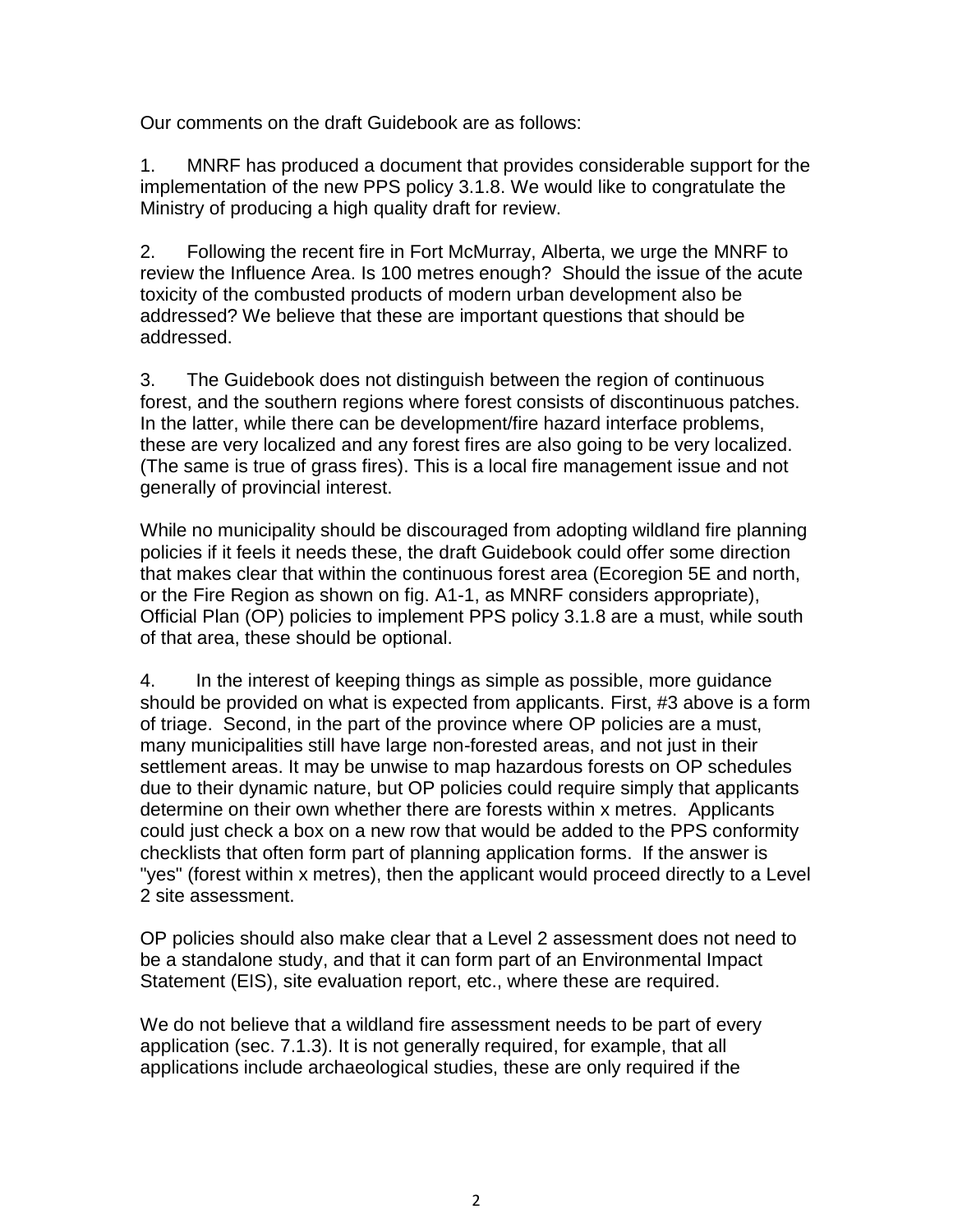Our comments on the draft Guidebook are as follows:

1. MNRF has produced a document that provides considerable support for the implementation of the new PPS policy 3.1.8. We would like to congratulate the Ministry of producing a high quality draft for review.

2. Following the recent fire in Fort McMurray, Alberta, we urge the MNRF to review the Influence Area. Is 100 metres enough? Should the issue of the acute toxicity of the combusted products of modern urban development also be addressed? We believe that these are important questions that should be addressed.

3. The Guidebook does not distinguish between the region of continuous forest, and the southern regions where forest consists of discontinuous patches. In the latter, while there can be development/fire hazard interface problems, these are very localized and any forest fires are also going to be very localized. (The same is true of grass fires). This is a local fire management issue and not generally of provincial interest.

While no municipality should be discouraged from adopting wildland fire planning policies if it feels it needs these, the draft Guidebook could offer some direction that makes clear that within the continuous forest area (Ecoregion 5E and north, or the Fire Region as shown on fig. A1-1, as MNRF considers appropriate), Official Plan (OP) policies to implement PPS policy 3.1.8 are a must, while south of that area, these should be optional.

4. In the interest of keeping things as simple as possible, more guidance should be provided on what is expected from applicants. First, #3 above is a form of triage. Second, in the part of the province where OP policies are a must, many municipalities still have large non-forested areas, and not just in their settlement areas. It may be unwise to map hazardous forests on OP schedules due to their dynamic nature, but OP policies could require simply that applicants determine on their own whether there are forests within x metres. Applicants could just check a box on a new row that would be added to the PPS conformity checklists that often form part of planning application forms. If the answer is "yes" (forest within x metres), then the applicant would proceed directly to a Level 2 site assessment.

OP policies should also make clear that a Level 2 assessment does not need to be a standalone study, and that it can form part of an Environmental Impact Statement (EIS), site evaluation report, etc., where these are required.

We do not believe that a wildland fire assessment needs to be part of every application (sec. 7.1.3). It is not generally required, for example, that all applications include archaeological studies, these are only required if the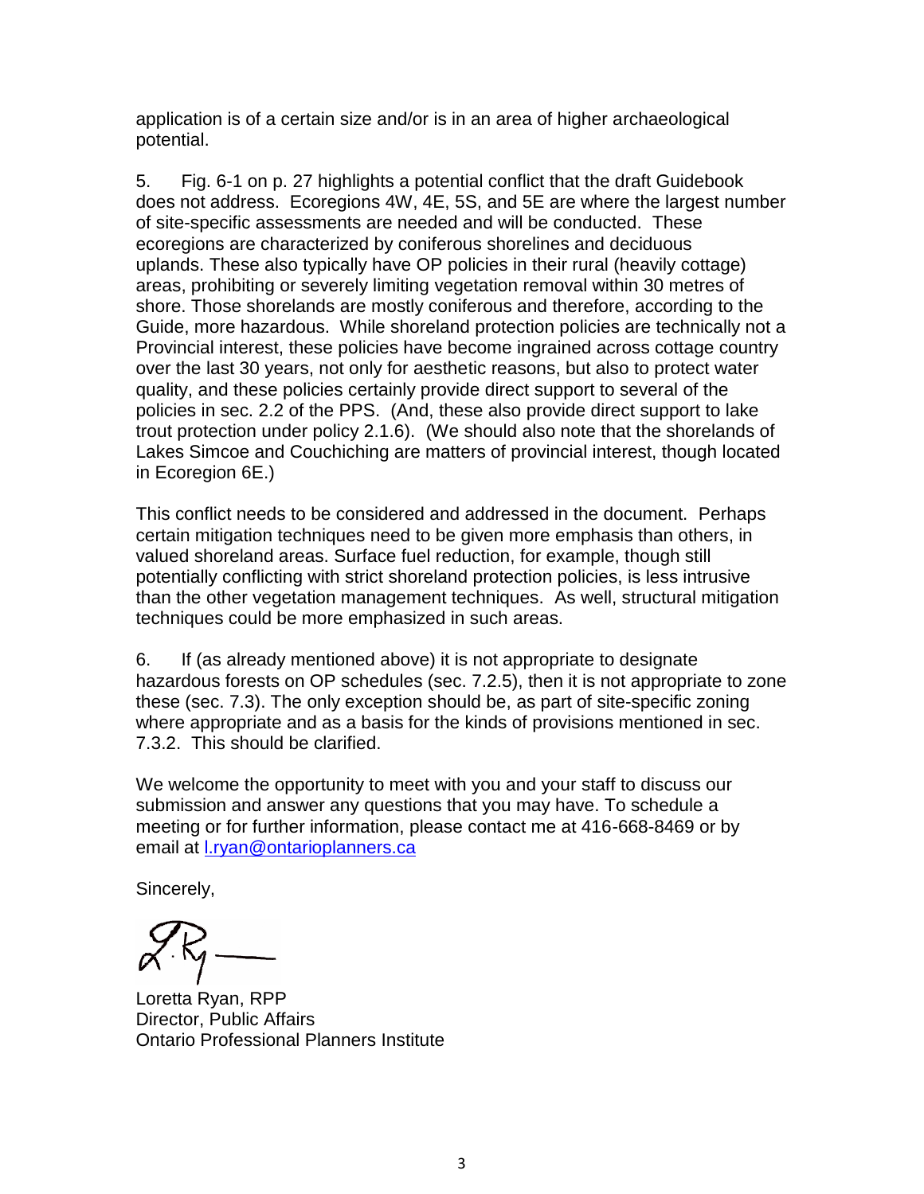application is of a certain size and/or is in an area of higher archaeological potential.

5. Fig. 6-1 on p. 27 highlights a potential conflict that the draft Guidebook does not address. Ecoregions 4W, 4E, 5S, and 5E are where the largest number of site-specific assessments are needed and will be conducted. These ecoregions are characterized by coniferous shorelines and deciduous uplands. These also typically have OP policies in their rural (heavily cottage) areas, prohibiting or severely limiting vegetation removal within 30 metres of shore. Those shorelands are mostly coniferous and therefore, according to the Guide, more hazardous. While shoreland protection policies are technically not a Provincial interest, these policies have become ingrained across cottage country over the last 30 years, not only for aesthetic reasons, but also to protect water quality, and these policies certainly provide direct support to several of the policies in sec. 2.2 of the PPS. (And, these also provide direct support to lake trout protection under policy 2.1.6). (We should also note that the shorelands of Lakes Simcoe and Couchiching are matters of provincial interest, though located in Ecoregion 6E.)

This conflict needs to be considered and addressed in the document. Perhaps certain mitigation techniques need to be given more emphasis than others, in valued shoreland areas. Surface fuel reduction, for example, though still potentially conflicting with strict shoreland protection policies, is less intrusive than the other vegetation management techniques. As well, structural mitigation techniques could be more emphasized in such areas.

6. If (as already mentioned above) it is not appropriate to designate hazardous forests on OP schedules (sec. 7.2.5), then it is not appropriate to zone these (sec. 7.3). The only exception should be, as part of site-specific zoning where appropriate and as a basis for the kinds of provisions mentioned in sec. 7.3.2. This should be clarified.

We welcome the opportunity to meet with you and your staff to discuss our submission and answer any questions that you may have. To schedule a meeting or for further information, please contact me at 416-668-8469 or by email at l.ryan@ontarioplanners.ca

Sincerely,

Loretta Ryan, RPP
Director, Public Affairs
Ontario Professional Planners Institute